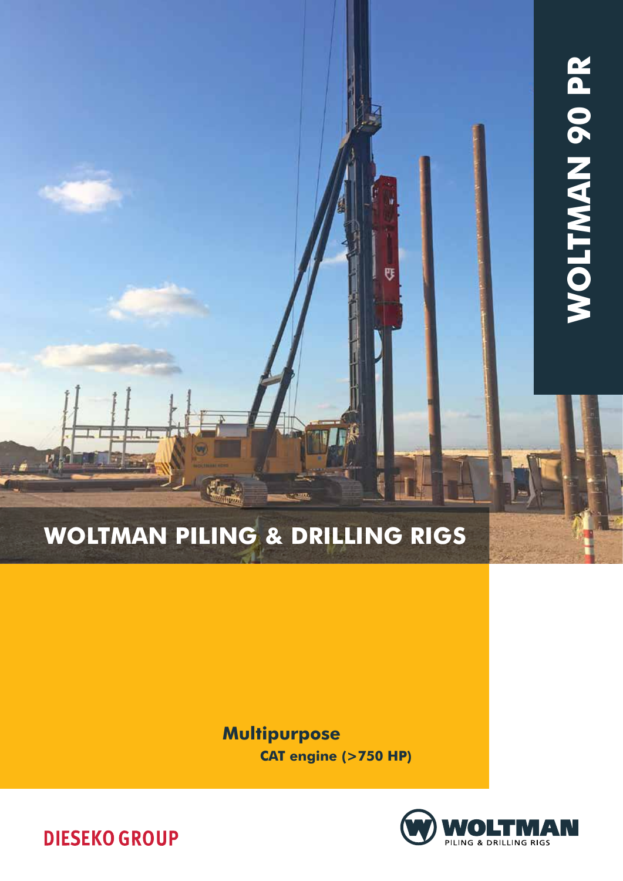# WOLTMAN 90 PR

## WOLTMAN PILING & DRILLING RIGS

**Multipurpose**

**CAT engine (>750 HP)**

DIESEKO GROUP

WOLTMAN PILING & DRILLING RIGS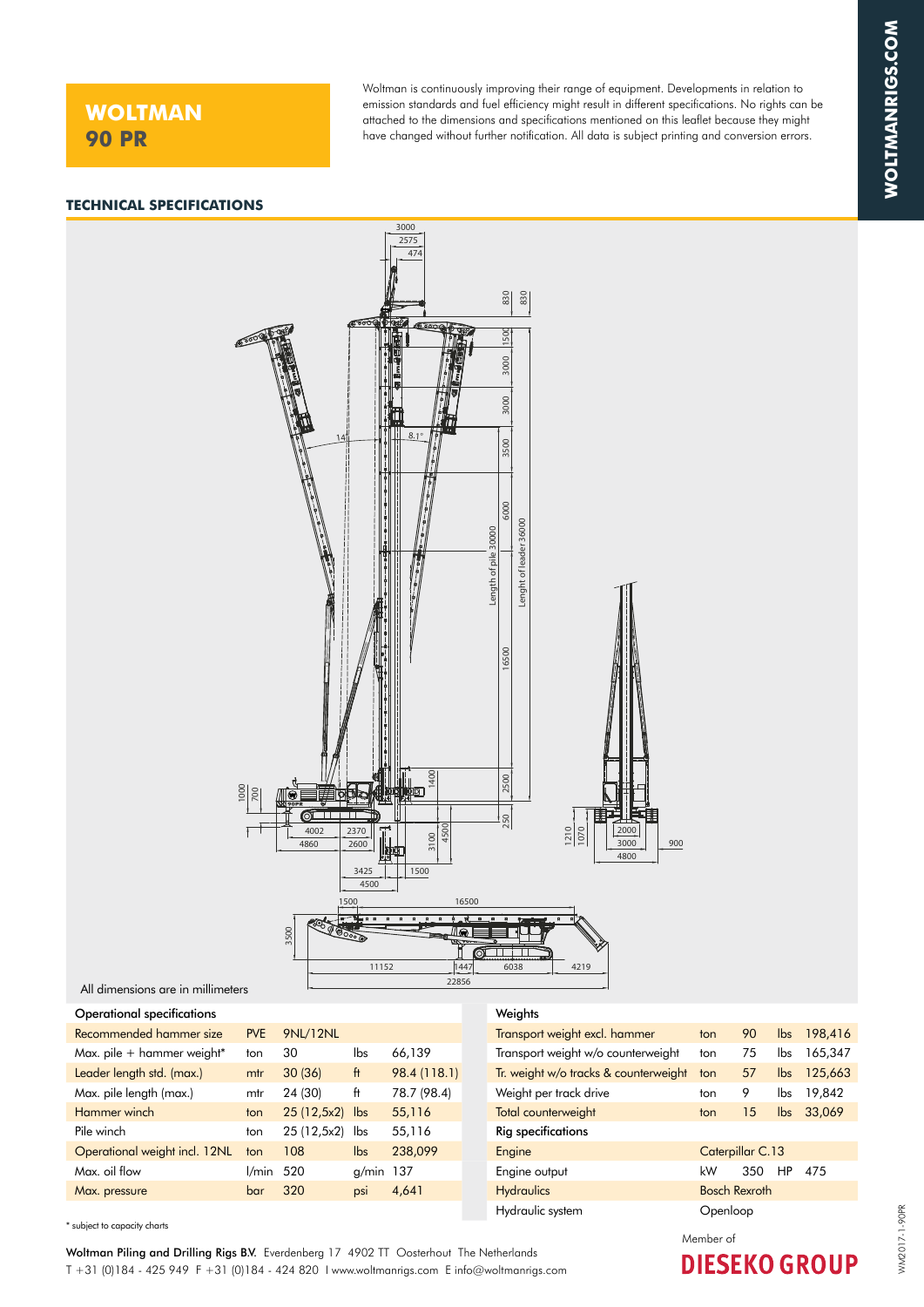# WOLTMAN 90 PR

Woltman is continuously improving their range of equipment. Developments in relation to emission standards and fuel efficiency might result in different specifications. No rights can be attached to the dimensions and specifications mentioned on this leaflet because they might have changed without further notification. All data is subject printing and conversion errors.

## TECHNICAL SPECIFICATIONS

3000
2575
474
830
830
1500
3000
3000
3500
6000
16500
2500
250
Length of pile 30000
Lenght of leader 36000
14°
8.1°
1000
700
1400
4002
4860
2370
2600
3100
4500
3425
4500
1500
1210
1070
2000
3000
4800
900
1500
16500
3500
11152
1447
6038
4219
22856

All dimensions are in millimeters

| Operational specifications | | | | |
|---|---|---|---|---|
| Recommended hammer size | PVE | 9NL/12NL | | |
| Max. pile + hammer weight* | ton | 30 | lbs | 66,139 |
| Leader length std. (max.) | mtr | 30 (36) | ft | 98.4 (118.1) |
| Max. pile length (max.) | mtr | 24 (30) | ft | 78.7 (98.4) |
| Hammer winch | ton | 25 (12,5x2) | lbs | 55,116 |
| Pile winch | ton | 25 (12,5x2) | lbs | 55,116 |
| Operational weight incl. 12NL | ton | 108 | lbs | 238,099 |
| Max. oil flow | l/min | 520 | g/min | 137 |
| Max. pressure | bar | 320 | psi | 4,641 |

| Weights | | | | |
|---|---|---|---|---|
| Transport weight excl. hammer | ton | 90 | lbs | 198,416 |
| Transport weight w/o counterweight | ton | 75 | lbs | 165,347 |
| Tr. weight w/o tracks & counterweight | ton | 57 | lbs | 125,663 |
| Weight per track drive | ton | 9 | lbs | 19,842 |
| Total counterweight | ton | 15 | lbs | 33,069 |
| **Rig specifications** | | | | |
| Engine | Caterpillar C.13 | | | |
| Engine output | kW | 350 | HP | 475 |
| Hydraulics | Bosch Rexroth | | | |
| Hydraulic system | Openloop | | | |

* subject to capacity charts

**Woltman Piling and Drilling Rigs B.V.** Everdenberg 17 4902 TT Oosterhout The Netherlands
T +31 (0)184 - 425 949 F +31 (0)184 - 424 820 I www.woltmanrigs.com E info@woltmanrigs.com

Member of DIESEKO GROUP

WOLTMANRIGS.COM

WM2017-1-90PR